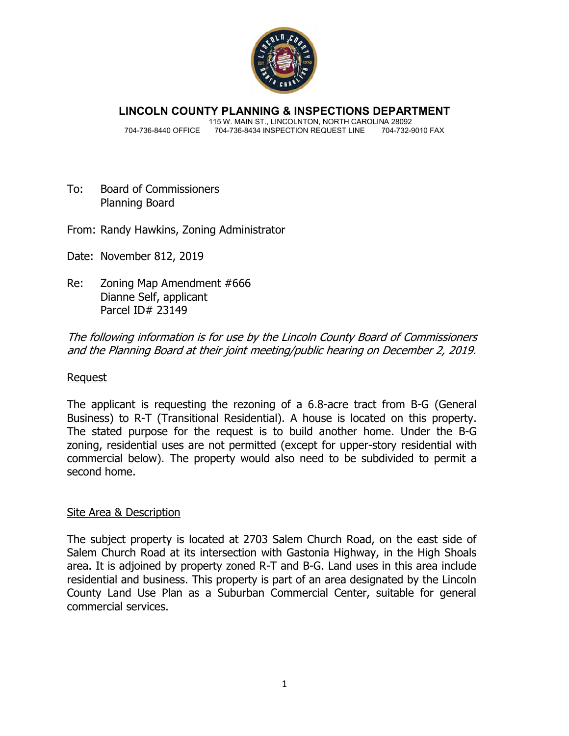**LINCOLN COUNTY PLANNING & INSPECTIONS DEPARTMENT**

115 W. MAIN ST., LINCOLNTON, NORTH CAROLINA 28092

704-736-8440 OFFICE 704-736-8434 INSPECTION REQUEST LINE 704-732-9010 FAX

To: Board of Commissioners
Planning Board

From: Randy Hawkins, Zoning Administrator

Date: November 812, 2019

Re: Zoning Map Amendment #666
Dianne Self, applicant
Parcel ID# 23149

*The following information is for use by the Lincoln County Board of Commissioners and the Planning Board at their joint meeting/public hearing on December 2, 2019.*

<u>Request</u>

The applicant is requesting the rezoning of a 6.8-acre tract from B-G (General Business) to R-T (Transitional Residential). A house is located on this property. The stated purpose for the request is to build another home. Under the B-G zoning, residential uses are not permitted (except for upper-story residential with commercial below). The property would also need to be subdivided to permit a second home.

<u>Site Area & Description</u>

The subject property is located at 2703 Salem Church Road, on the east side of Salem Church Road at its intersection with Gastonia Highway, in the High Shoals area. It is adjoined by property zoned R-T and B-G. Land uses in this area include residential and business. This property is part of an area designated by the Lincoln County Land Use Plan as a Suburban Commercial Center, suitable for general commercial services.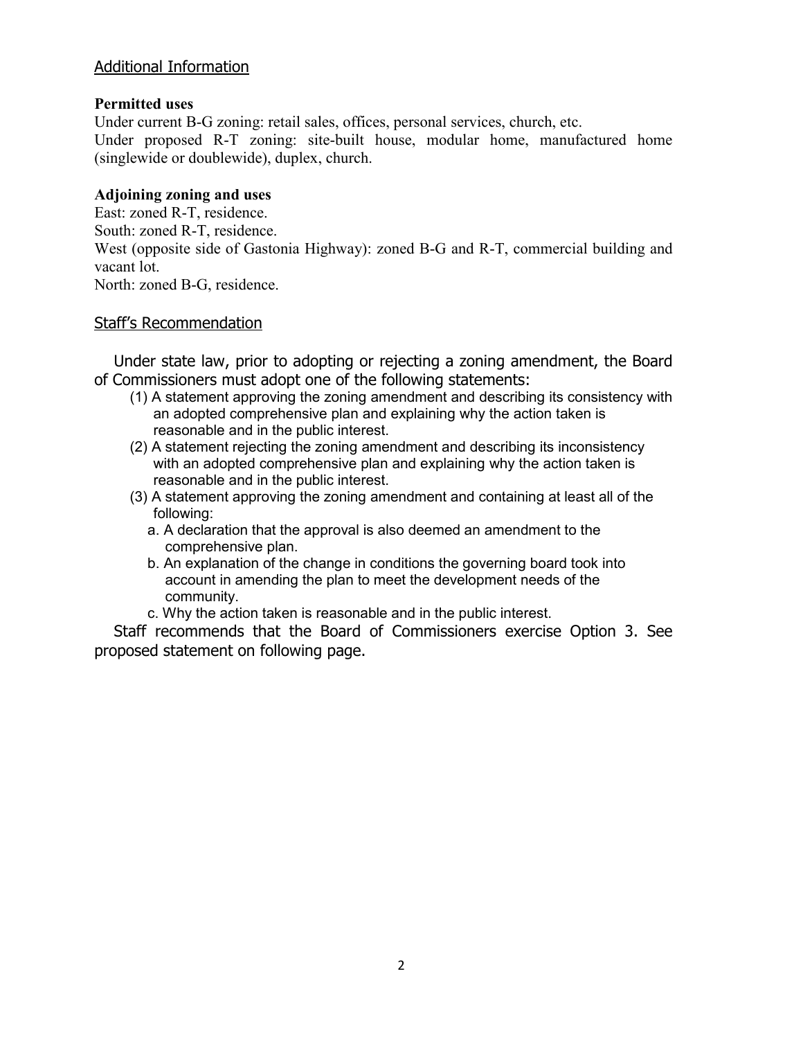## Additional Information

**Permitted uses**

Under current B-G zoning: retail sales, offices, personal services, church, etc.

Under proposed R-T zoning: site-built house, modular home, manufactured home (singlewide or doublewide), duplex, church.

**Adjoining zoning and uses**

East: zoned R-T, residence.

South: zoned R-T, residence.

West (opposite side of Gastonia Highway): zoned B-G and R-T, commercial building and vacant lot.

North: zoned B-G, residence.

## Staff's Recommendation

Under state law, prior to adopting or rejecting a zoning amendment, the Board of Commissioners must adopt one of the following statements:

(1) A statement approving the zoning amendment and describing its consistency with an adopted comprehensive plan and explaining why the action taken is reasonable and in the public interest.

(2) A statement rejecting the zoning amendment and describing its inconsistency with an adopted comprehensive plan and explaining why the action taken is reasonable and in the public interest.

(3) A statement approving the zoning amendment and containing at least all of the following:

- a. A declaration that the approval is also deemed an amendment to the comprehensive plan.
- b. An explanation of the change in conditions the governing board took into account in amending the plan to meet the development needs of the community.
- c. Why the action taken is reasonable and in the public interest.

Staff recommends that the Board of Commissioners exercise Option 3. See proposed statement on following page.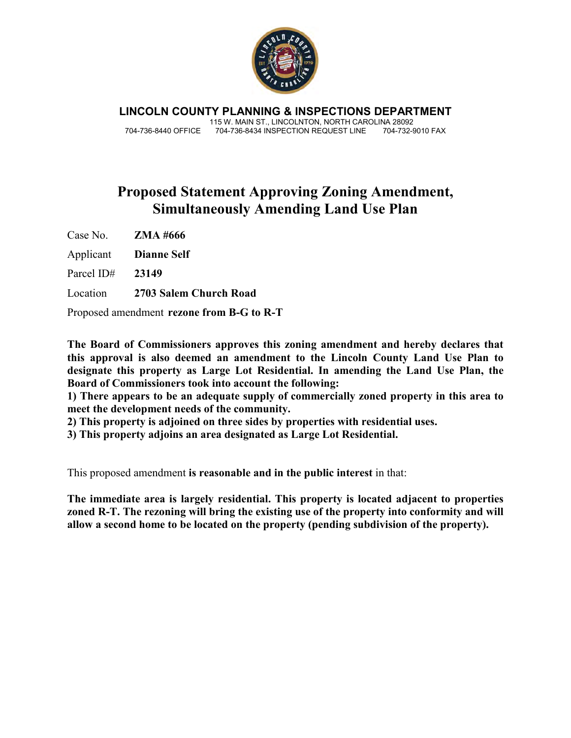**LINCOLN COUNTY PLANNING & INSPECTIONS DEPARTMENT**

115 W. MAIN ST., LINCOLNTON, NORTH CAROLINA 28092

704-736-8440 OFFICE 704-736-8434 INSPECTION REQUEST LINE 704-732-9010 FAX

# Proposed Statement Approving Zoning Amendment, Simultaneously Amending Land Use Plan

Case No. **ZMA #666**

Applicant **Dianne Self**

Parcel ID# **23149**

Location **2703 Salem Church Road**

Proposed amendment **rezone from B-G to R-T**

**The Board of Commissioners approves this zoning amendment and hereby declares that this approval is also deemed an amendment to the Lincoln County Land Use Plan to designate this property as Large Lot Residential. In amending the Land Use Plan, the Board of Commissioners took into account the following:**

**1) There appears to be an adequate supply of commercially zoned property in this area to meet the development needs of the community.**

**2) This property is adjoined on three sides by properties with residential uses.**

**3) This property adjoins an area designated as Large Lot Residential.**

This proposed amendment **is reasonable and in the public interest** in that:

**The immediate area is largely residential. This property is located adjacent to properties zoned R-T. The rezoning will bring the existing use of the property into conformity and will allow a second home to be located on the property (pending subdivision of the property).**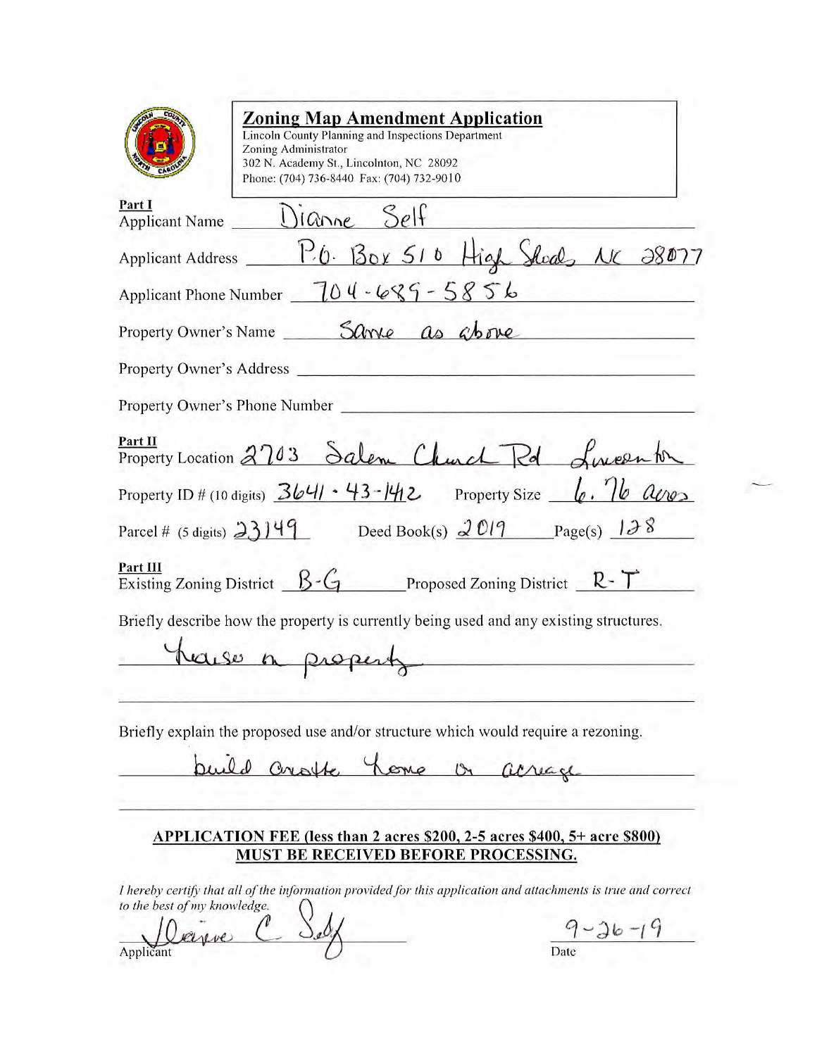## Zoning Map Amendment Application

Lincoln County Planning and Inspections Department
Zoning Administrator
302 N. Academy St., Lincolnton, NC 28092
Phone: (704) 736-8440 Fax: (704) 732-9010

**Part I**

Applicant Name: Dianne Self

Applicant Address: P.O. Box 510 High Shoals NC 28077

Applicant Phone Number: 704-689-5856

Property Owner's Name: Same as above

Property Owner's Address: 

Property Owner's Phone Number: 

**Part II**

Property Location: 2703 Salem Church Rd Lincolnton

Property ID # (10 digits): 3641-43-1412 Property Size: 6.76 acres

Parcel # (5 digits): 23149 Deed Book(s): 2019 Page(s): 128

**Part III**

Existing Zoning District: B-G Proposed Zoning District: R-T

Briefly describe how the property is currently being used and any existing structures.

house on property

Briefly explain the proposed use and/or structure which would require a rezoning.

build onsite home on acreage

**APPLICATION FEE (less than 2 acres $200, 2-5 acres $400, 5+ acre $800)**
**MUST BE RECEIVED BEFORE PROCESSING.**

*I hereby certify that all of the information provided for this application and attachments is true and correct to the best of my knowledge.*

Dianne C Self
Applicant

9-26-19
Date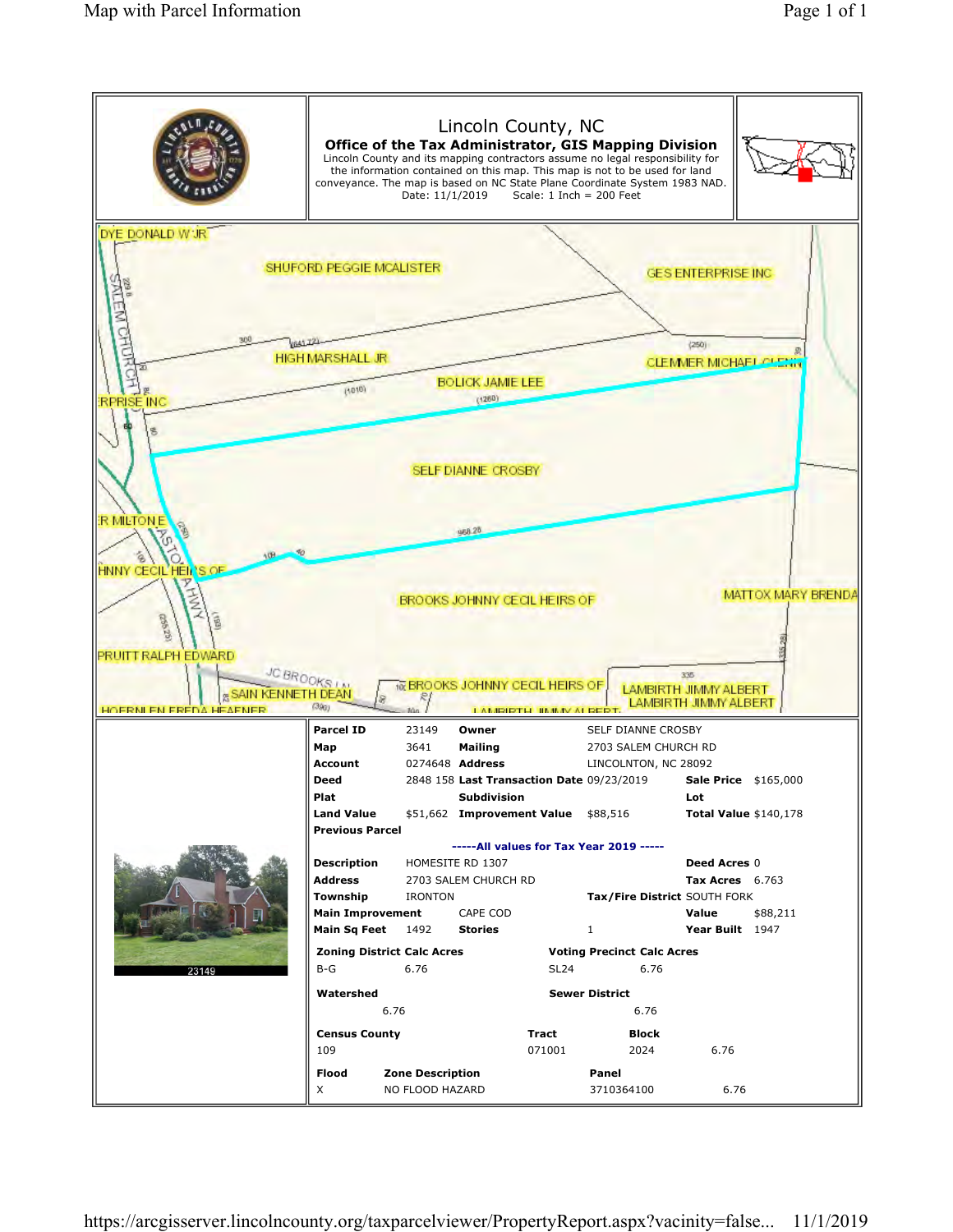# Lincoln County, NC

**Office of the Tax Administrator, GIS Mapping Division**

Lincoln County and its mapping contractors assume no legal responsibility for the information contained on this map. This map is not to be used for land conveyance. The map is based on NC State Plane Coordinate System 1983 NAD.

Date: 11/1/2019 Scale: 1 Inch = 200 Feet

DYE DONALD W JR

SHUFORD PEGGIE MCALISTER

GES ENTERPRISE INC

HIGH MARSHALL JR

CLEMMER MICHAEL GLENN

BOLICK JAMIE LEE

RPRISE INC

SELF DIANNE CROSBY

R MILTON E

HNNY CECIL HEIRS OF

BROOKS JOHNNY CECIL HEIRS OF

MATTOX MARY BRENDA

PRUITT RALPH EDWARD

SAIN KENNETH DEAN

BROOKS JOHNNY CECIL HEIRS OF

LAMBIRTH JIMMY ALBERT

LAMBIRTH JIMMY ALBERT

HOERNLEN FREDA HEAFNER

SALEM CHURCH RD

ASTON HWY

JC BROOKS LN

| | | | | | | |
|---|---|---|---|---|---|---|
| **Parcel ID** | 23149 | **Owner** | SELF DIANNE CROSBY | | | |
| **Map** | 3641 | **Mailing** | 2703 SALEM CHURCH RD | | | |
| **Account** | 0274648 | **Address** | LINCOLNTON, NC 28092 | | | |
| **Deed** | 2848 158 | **Last Transaction Date** | 09/23/2019 | | **Sale Price** | $165,000 |
| **Plat** | | **Subdivision** | | | **Lot** | |
| **Land Value** | $51,662 | **Improvement Value** | $88,516 | | **Total Value** | $140,178 |
| **Previous Parcel** | | | | | | |

**-----All values for Tax Year 2019 -----**

| | | | | | |
|---|---|---|---|---|---|
| **Description** | HOMESITE RD 1307 | | | **Deed Acres** | 0 |
| **Address** | 2703 SALEM CHURCH RD | | | **Tax Acres** | 6.763 |
| **Township** | IRONTON | **Tax/Fire District** | SOUTH FORK | | |
| **Main Improvement** | CAPE COD | | | **Value** | $88,211 |
| **Main Sq Feet** | 1492 | **Stories** | 1 | **Year Built** | 1947 |

| **Zoning District** | **Calc Acres** | **Voting Precinct** | **Calc Acres** |
|---|---|---|---|
| B-G | 6.76 | SL24 | 6.76 |

| **Watershed** | | **Sewer District** | |
|---|---|---|---|
| | 6.76 | | 6.76 |

| **Census County** | **Tract** | **Block** | |
|---|---|---|---|
| 109 | 071001 | 2024 | 6.76 |

| **Flood** | **Zone Description** | **Panel** | |
|---|---|---|---|
| X | NO FLOOD HAZARD | 3710364100 | 6.76 |

23149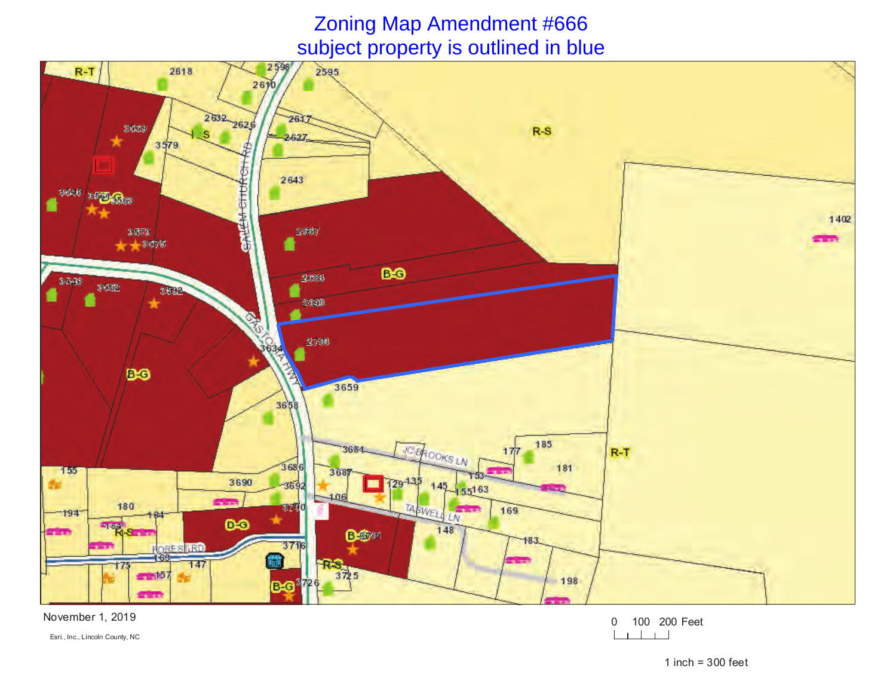# Zoning Map Amendment #666

## subject property is outlined in blue

November 1, 2019

Esri., Inc., Lincoln County, NC

0 100 200 Feet

1 inch = 300 feet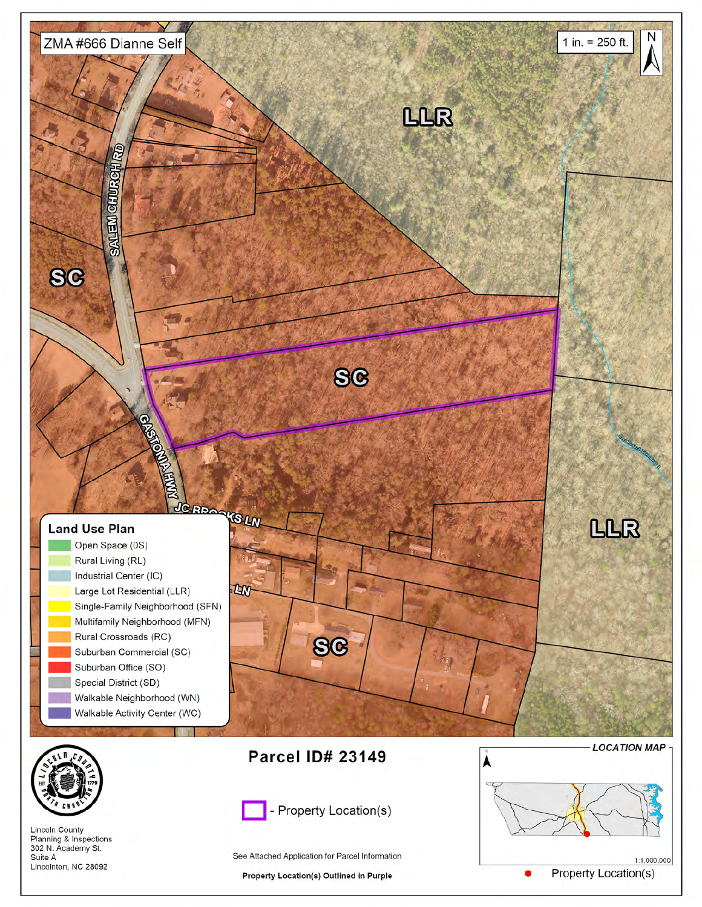ZMA #666 Dianne Self

1 in. = 250 ft.

N

LLR

SALEM CHURCH RD

SC

SC

GASTONIA HWY

JC BROOKS LN

LN

LLR

SC

**Land Use Plan**

- Open Space (OS)
- Rural Living (RL)
- Industrial Center (IC)
- Large Lot Residential (LLR)
- Single-Family Neighborhood (SFN)
- Multifamily Neighborhood (MFN)
- Rural Crossroads (RC)
- Suburban Commercial (SC)
- Suburban Office (SO)
- Special District (SD)
- Walkable Neighborhood (WN)
- Walkable Activity Center (WC)

## Parcel ID# 23149

- Property Location(s)

See Attached Application for Parcel Information

**Property Location(s) Outlined in Purple**

**LOCATION MAP**

1:1,000,000

Property Location(s)

Lincoln County
Planning & Inspections
302 N. Academy St.
Suite A
Lincolnton, NC 28092